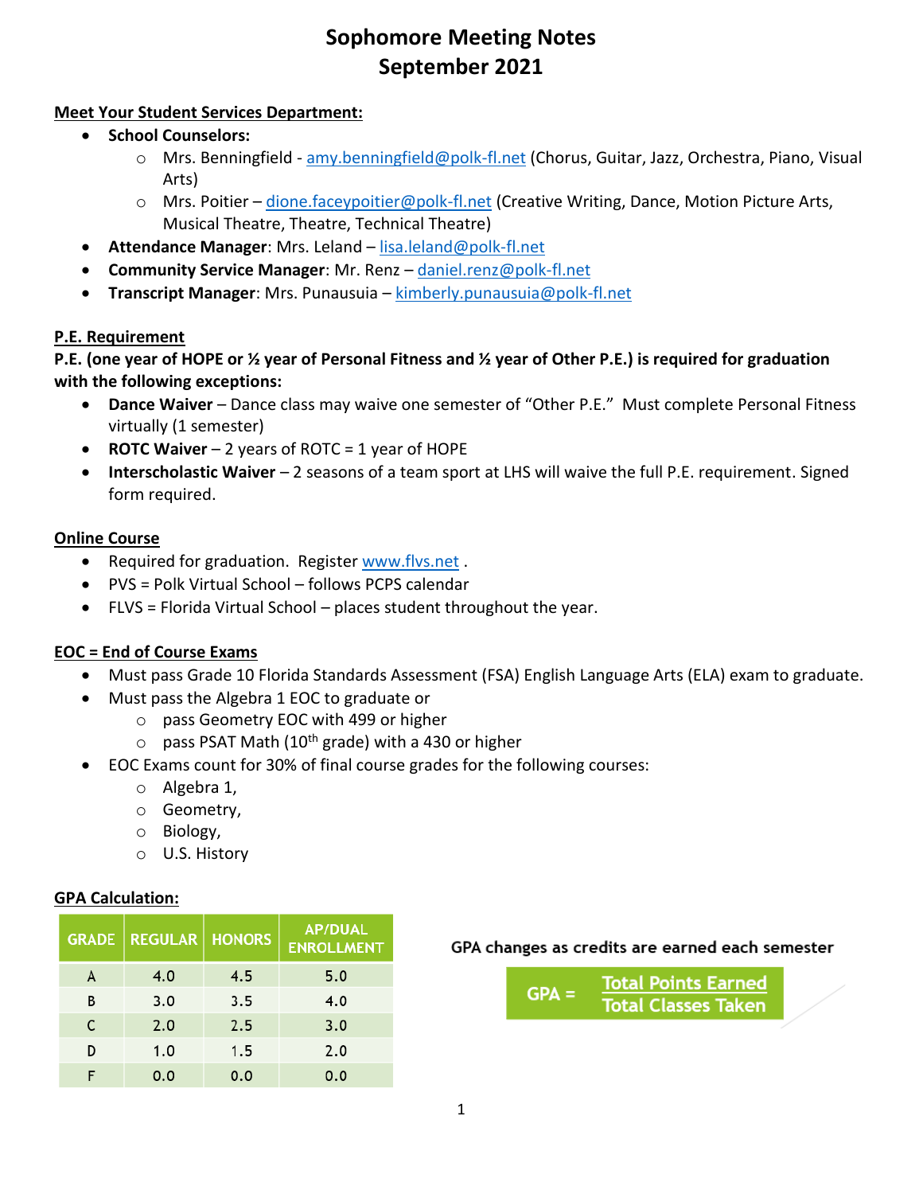# Sophomore Meeting Notes
# September 2021

**Meet Your Student Services Department:**

- **School Counselors:**
  - Mrs. Benningfield - amy.benningfield@polk-fl.net (Chorus, Guitar, Jazz, Orchestra, Piano, Visual Arts)
  - Mrs. Poitier – dione.faceypoitier@polk-fl.net (Creative Writing, Dance, Motion Picture Arts, Musical Theatre, Theatre, Technical Theatre)
- **Attendance Manager**: Mrs. Leland – lisa.leland@polk-fl.net
- **Community Service Manager**: Mr. Renz – daniel.renz@polk-fl.net
- **Transcript Manager**: Mrs. Punausuia – kimberly.punausuia@polk-fl.net

**P.E. Requirement**

**P.E. (one year of HOPE or ½ year of Personal Fitness and ½ year of Other P.E.) is required for graduation with the following exceptions:**

- **Dance Waiver** – Dance class may waive one semester of "Other P.E." Must complete Personal Fitness virtually (1 semester)
- **ROTC Waiver** – 2 years of ROTC = 1 year of HOPE
- **Interscholastic Waiver** – 2 seasons of a team sport at LHS will waive the full P.E. requirement. Signed form required.

**Online Course**

- Required for graduation. Register www.flvs.net .
- PVS = Polk Virtual School – follows PCPS calendar
- FLVS = Florida Virtual School – places student throughout the year.

**EOC = End of Course Exams**

- Must pass Grade 10 Florida Standards Assessment (FSA) English Language Arts (ELA) exam to graduate.
- Must pass the Algebra 1 EOC to graduate or
  - pass Geometry EOC with 499 or higher
  - pass PSAT Math (10th grade) with a 430 or higher
- EOC Exams count for 30% of final course grades for the following courses:
  - Algebra 1,
  - Geometry,
  - Biology,
  - U.S. History

**GPA Calculation:**

| GRADE | REGULAR | HONORS | AP/DUAL ENROLLMENT |
|---|---|---|---|
| A | 4.0 | 4.5 | 5.0 |
| B | 3.0 | 3.5 | 4.0 |
| C | 2.0 | 2.5 | 3.0 |
| D | 1.0 | 1.5 | 2.0 |
| F | 0.0 | 0.0 | 0.0 |

GPA changes as credits are earned each semester

$$\text{GPA} = \frac{\text{Total Points Earned}}{\text{Total Classes Taken}}$$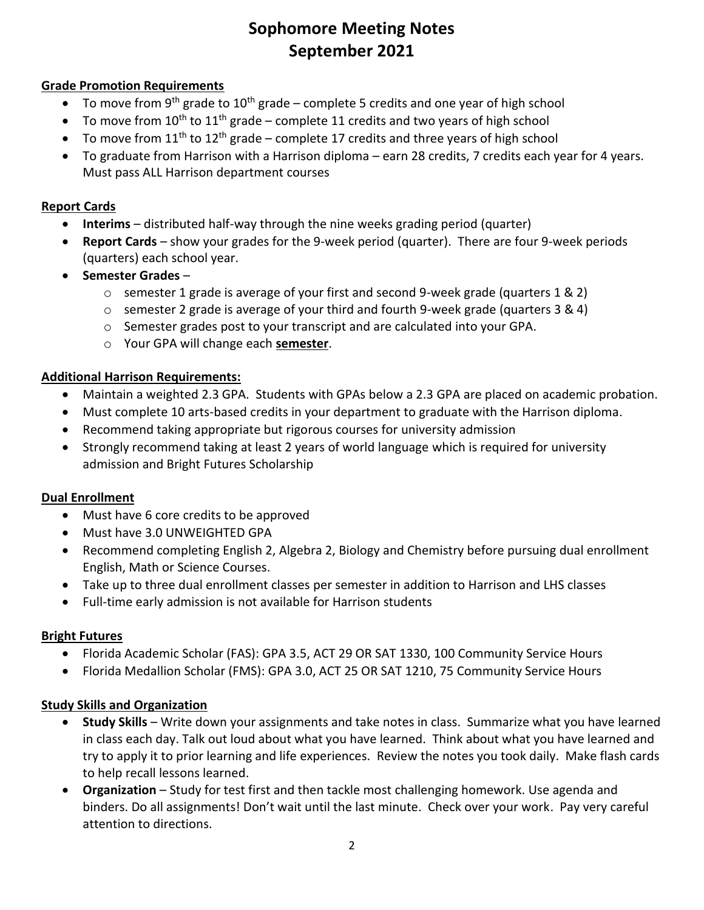# Sophomore Meeting Notes
# September 2021

**Grade Promotion Requirements**

- To move from 9th grade to 10th grade – complete 5 credits and one year of high school
- To move from 10th to 11th grade – complete 11 credits and two years of high school
- To move from 11th to 12th grade – complete 17 credits and three years of high school
- To graduate from Harrison with a Harrison diploma – earn 28 credits, 7 credits each year for 4 years. Must pass ALL Harrison department courses

**Report Cards**

- **Interims** – distributed half-way through the nine weeks grading period (quarter)
- **Report Cards** – show your grades for the 9-week period (quarter). There are four 9-week periods (quarters) each school year.
- **Semester Grades** –
  - semester 1 grade is average of your first and second 9-week grade (quarters 1 & 2)
  - semester 2 grade is average of your third and fourth 9-week grade (quarters 3 & 4)
  - Semester grades post to your transcript and are calculated into your GPA.
  - Your GPA will change each **semester**.

**Additional Harrison Requirements:**

- Maintain a weighted 2.3 GPA. Students with GPAs below a 2.3 GPA are placed on academic probation.
- Must complete 10 arts-based credits in your department to graduate with the Harrison diploma.
- Recommend taking appropriate but rigorous courses for university admission
- Strongly recommend taking at least 2 years of world language which is required for university admission and Bright Futures Scholarship

**Dual Enrollment**

- Must have 6 core credits to be approved
- Must have 3.0 UNWEIGHTED GPA
- Recommend completing English 2, Algebra 2, Biology and Chemistry before pursuing dual enrollment English, Math or Science Courses.
- Take up to three dual enrollment classes per semester in addition to Harrison and LHS classes
- Full-time early admission is not available for Harrison students

**Bright Futures**

- Florida Academic Scholar (FAS): GPA 3.5, ACT 29 OR SAT 1330, 100 Community Service Hours
- Florida Medallion Scholar (FMS): GPA 3.0, ACT 25 OR SAT 1210, 75 Community Service Hours

**Study Skills and Organization**

- **Study Skills** – Write down your assignments and take notes in class. Summarize what you have learned in class each day. Talk out loud about what you have learned. Think about what you have learned and try to apply it to prior learning and life experiences. Review the notes you took daily. Make flash cards to help recall lessons learned.
- **Organization** – Study for test first and then tackle most challenging homework. Use agenda and binders. Do all assignments! Don't wait until the last minute. Check over your work. Pay very careful attention to directions.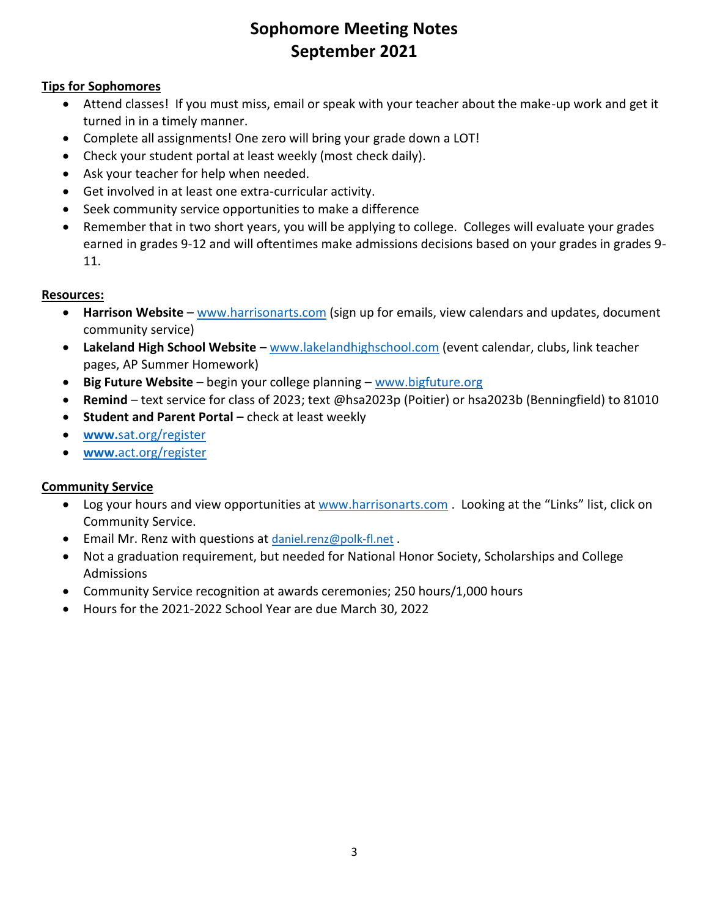# Sophomore Meeting Notes
# September 2021

**Tips for Sophomores**

- Attend classes! If you must miss, email or speak with your teacher about the make-up work and get it turned in in a timely manner.
- Complete all assignments! One zero will bring your grade down a LOT!
- Check your student portal at least weekly (most check daily).
- Ask your teacher for help when needed.
- Get involved in at least one extra-curricular activity.
- Seek community service opportunities to make a difference
- Remember that in two short years, you will be applying to college. Colleges will evaluate your grades earned in grades 9-12 and will oftentimes make admissions decisions based on your grades in grades 9-11.

**Resources:**

- **Harrison Website** – www.harrisonarts.com (sign up for emails, view calendars and updates, document community service)
- **Lakeland High School Website** – www.lakelandhighschool.com (event calendar, clubs, link teacher pages, AP Summer Homework)
- **Big Future Website** – begin your college planning – www.bigfuture.org
- **Remind** – text service for class of 2023; text @hsa2023p (Poitier) or hsa2023b (Benningfield) to 81010
- **Student and Parent Portal –** check at least weekly
- **www.**sat.org/register
- **www.**act.org/register

**Community Service**

- Log your hours and view opportunities at www.harrisonarts.com . Looking at the "Links" list, click on Community Service.
- Email Mr. Renz with questions at daniel.renz@polk-fl.net .
- Not a graduation requirement, but needed for National Honor Society, Scholarships and College Admissions
- Community Service recognition at awards ceremonies; 250 hours/1,000 hours
- Hours for the 2021-2022 School Year are due March 30, 2022